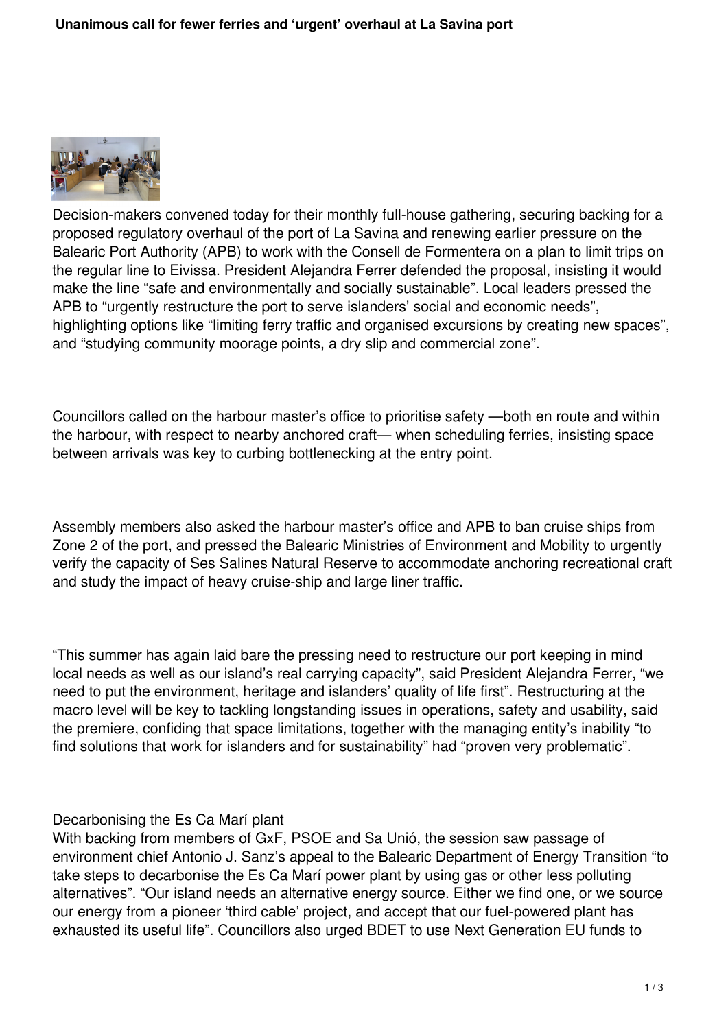Decision-makers convened today for their monthly full-house gathering, securing backing for a proposed regulatory overhaul of the port of La Savina and renewing earlier pressure on the Balearic Port Authority (APB) to work with the Consell de Formentera on a plan to limit trips on the regular line to Eivissa. President Alejandra Ferrer defended the proposal, insisting it would make the line "safe and environmentally and socially sustainable". Local leaders pressed the APB to "urgently restructure the port to serve islanders' social and economic needs", highlighting options like "limiting ferry traffic and organised excursions by creating new spaces", and "studying community moorage points, a dry slip and commercial zone".

Councillors called on the harbour master's office to prioritise safety —both en route and within the harbour, with respect to nearby anchored craft— when scheduling ferries, insisting space between arrivals was key to curbing bottlenecking at the entry point.

Assembly members also asked the harbour master's office and APB to ban cruise ships from Zone 2 of the port, and pressed the Balearic Ministries of Environment and Mobility to urgently verify the capacity of Ses Salines Natural Reserve to accommodate anchoring recreational craft and study the impact of heavy cruise-ship and large liner traffic.

"This summer has again laid bare the pressing need to restructure our port keeping in mind local needs as well as our island's real carrying capacity", said President Alejandra Ferrer, "we need to put the environment, heritage and islanders' quality of life first". Restructuring at the macro level will be key to tackling longstanding issues in operations, safety and usability, said the premiere, confiding that space limitations, together with the managing entity's inability "to find solutions that work for islanders and for sustainability" had "proven very problematic".

## Decarbonising the Es Ca Marí plant

With backing from members of GxF, PSOE and Sa Unió, the session saw passage of environment chief Antonio J. Sanz's appeal to the Balearic Department of Energy Transition "to take steps to decarbonise the Es Ca Marí power plant by using gas or other less polluting alternatives". "Our island needs an alternative energy source. Either we find one, or we source our energy from a pioneer 'third cable' project, and accept that our fuel-powered plant has exhausted its useful life". Councillors also urged BDET to use Next Generation EU funds to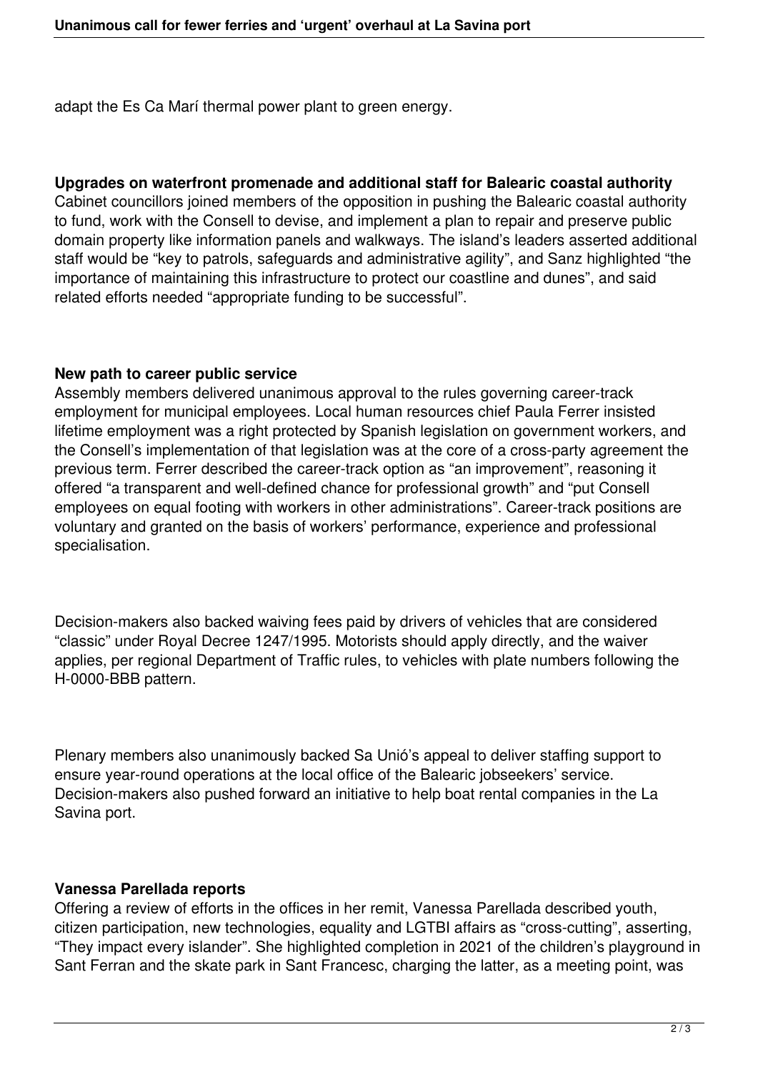adapt the Es Ca Marí thermal power plant to green energy.

## Upgrades on waterfront promenade and additional staff for Balearic coastal authority

Cabinet councillors joined members of the opposition in pushing the Balearic coastal authority to fund, work with the Consell to devise, and implement a plan to repair and preserve public domain property like information panels and walkways. The island's leaders asserted additional staff would be "key to patrols, safeguards and administrative agility", and Sanz highlighted "the importance of maintaining this infrastructure to protect our coastline and dunes", and said related efforts needed "appropriate funding to be successful".

## New path to career public service

Assembly members delivered unanimous approval to the rules governing career-track employment for municipal employees. Local human resources chief Paula Ferrer insisted lifetime employment was a right protected by Spanish legislation on government workers, and the Consell's implementation of that legislation was at the core of a cross-party agreement the previous term. Ferrer described the career-track option as "an improvement", reasoning it offered "a transparent and well-defined chance for professional growth" and "put Consell employees on equal footing with workers in other administrations". Career-track positions are voluntary and granted on the basis of workers' performance, experience and professional specialisation.

Decision-makers also backed waiving fees paid by drivers of vehicles that are considered "classic" under Royal Decree 1247/1995. Motorists should apply directly, and the waiver applies, per regional Department of Traffic rules, to vehicles with plate numbers following the H-0000-BBB pattern.

Plenary members also unanimously backed Sa Unió's appeal to deliver staffing support to ensure year-round operations at the local office of the Balearic jobseekers' service. Decision-makers also pushed forward an initiative to help boat rental companies in the La Savina port.

## Vanessa Parellada reports

Offering a review of efforts in the offices in her remit, Vanessa Parellada described youth, citizen participation, new technologies, equality and LGTBI affairs as "cross-cutting", asserting, "They impact every islander". She highlighted completion in 2021 of the children's playground in Sant Ferran and the skate park in Sant Francesc, charging the latter, as a meeting point, was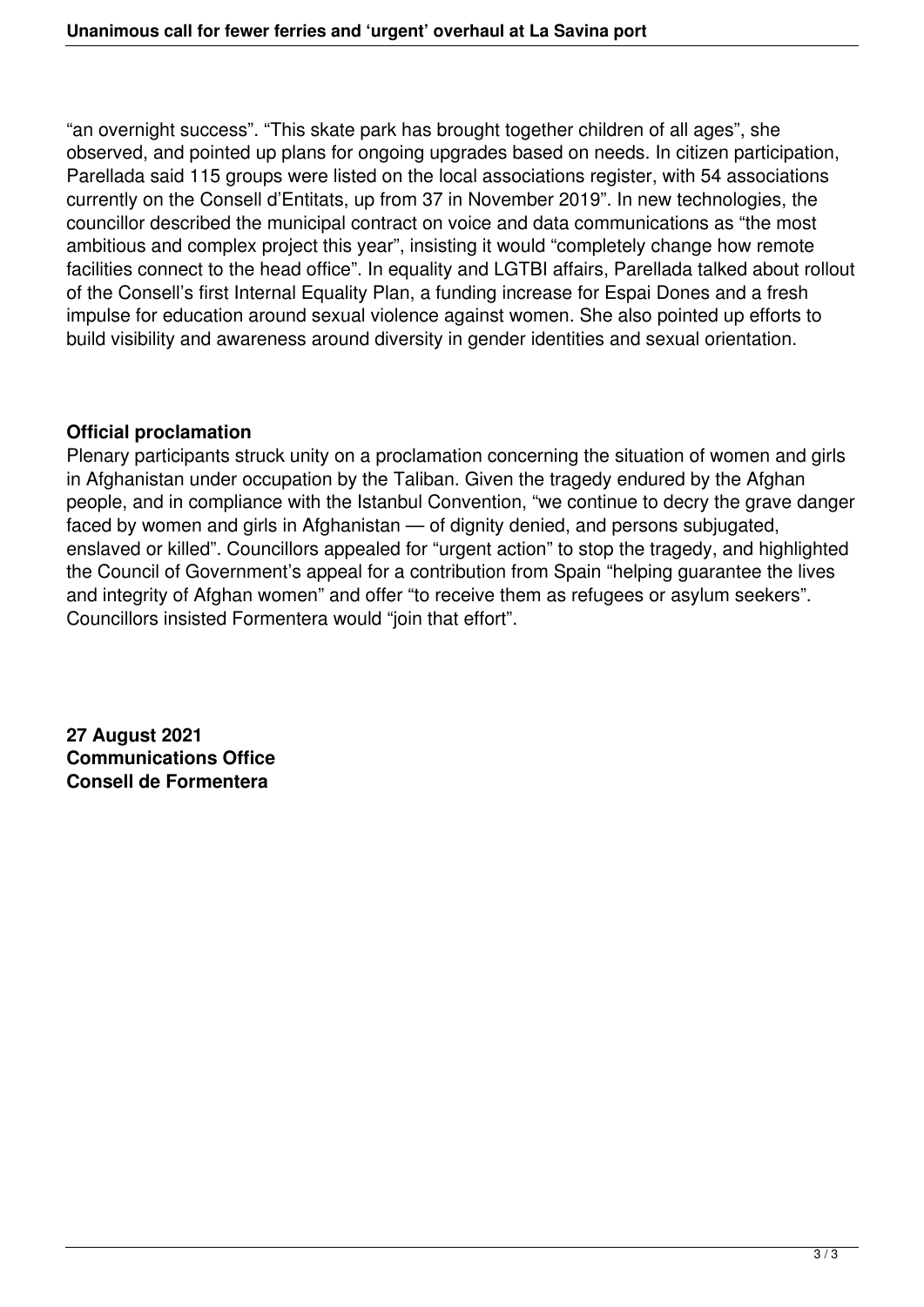"an overnight success". "This skate park has brought together children of all ages", she observed, and pointed up plans for ongoing upgrades based on needs. In citizen participation, Parellada said 115 groups were listed on the local associations register, with 54 associations currently on the Consell d'Entitats, up from 37 in November 2019". In new technologies, the councillor described the municipal contract on voice and data communications as "the most ambitious and complex project this year", insisting it would "completely change how remote facilities connect to the head office". In equality and LGTBI affairs, Parellada talked about rollout of the Consell's first Internal Equality Plan, a funding increase for Espai Dones and a fresh impulse for education around sexual violence against women. She also pointed up efforts to build visibility and awareness around diversity in gender identities and sexual orientation.

**Official proclamation**

Plenary participants struck unity on a proclamation concerning the situation of women and girls in Afghanistan under occupation by the Taliban. Given the tragedy endured by the Afghan people, and in compliance with the Istanbul Convention, "we continue to decry the grave danger faced by women and girls in Afghanistan — of dignity denied, and persons subjugated, enslaved or killed". Councillors appealed for "urgent action" to stop the tragedy, and highlighted the Council of Government's appeal for a contribution from Spain "helping guarantee the lives and integrity of Afghan women" and offer "to receive them as refugees or asylum seekers". Councillors insisted Formentera would "join that effort".

**27 August 2021**
**Communications Office**
**Consell de Formentera**